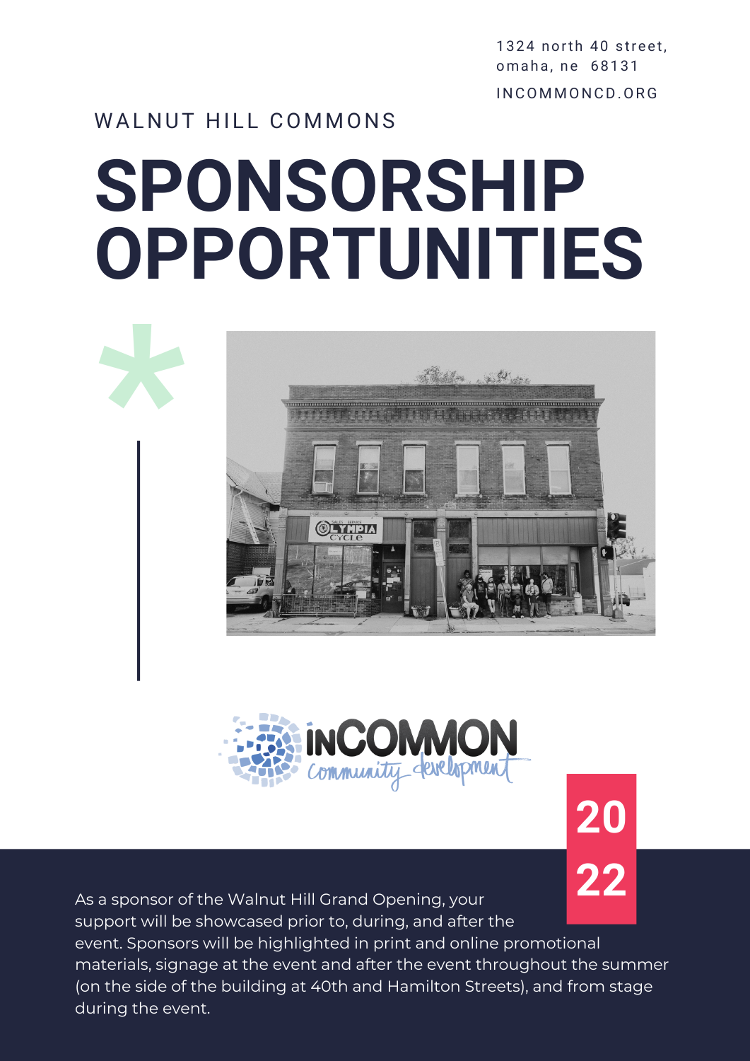1324 north 40 street,
omaha, ne 68131

INCOMMONCD.ORG

WALNUT HILL COMMONS

# SPONSORSHIP OPPORTUNITIES

2022

As a sponsor of the Walnut Hill Grand Opening, your support will be showcased prior to, during, and after the event. Sponsors will be highlighted in print and online promotional materials, signage at the event and after the event throughout the summer (on the side of the building at 40th and Hamilton Streets), and from stage during the event.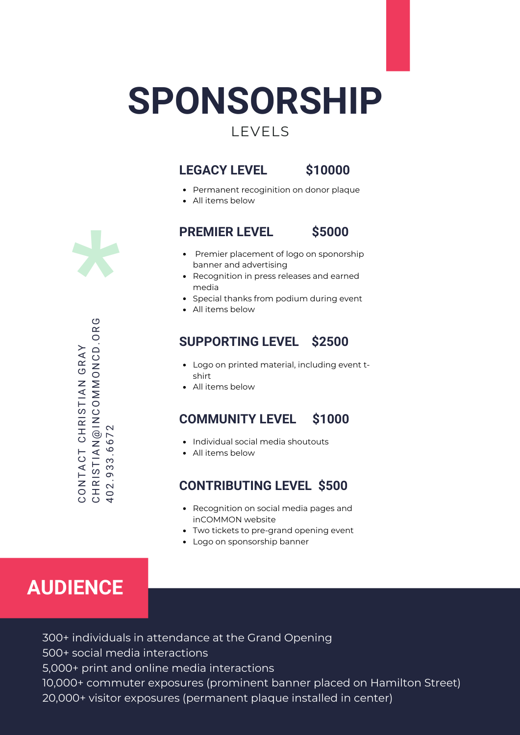# SPONSORSHIP

LEVELS

CONTACT CHRISTIAN GRAY
CHRISTIAN@INCOMMONCD.ORG
402.933.6672

### LEGACY LEVEL $10000

- Permanent recoginition on donor plaque
- All items below

### PREMIER LEVEL $5000

- Premier placement of logo on sponsorship banner and advertising
- Recognition in press releases and earned media
- Special thanks from podium during event
- All items below

### SUPPORTING LEVEL $2500

- Logo on printed material, including event t-shirt
- All items below

### COMMUNITY LEVEL $1000

- Individual social media shoutouts
- All items below

### CONTRIBUTING LEVEL $500

- Recognition on social media pages and inCOMMON website
- Two tickets to pre-grand opening event
- Logo on sponsorship banner

## AUDIENCE

300+ individuals in attendance at the Grand Opening
500+ social media interactions
5,000+ print and online media interactions
10,000+ commuter exposures (prominent banner placed on Hamilton Street)
20,000+ visitor exposures (permanent plaque installed in center)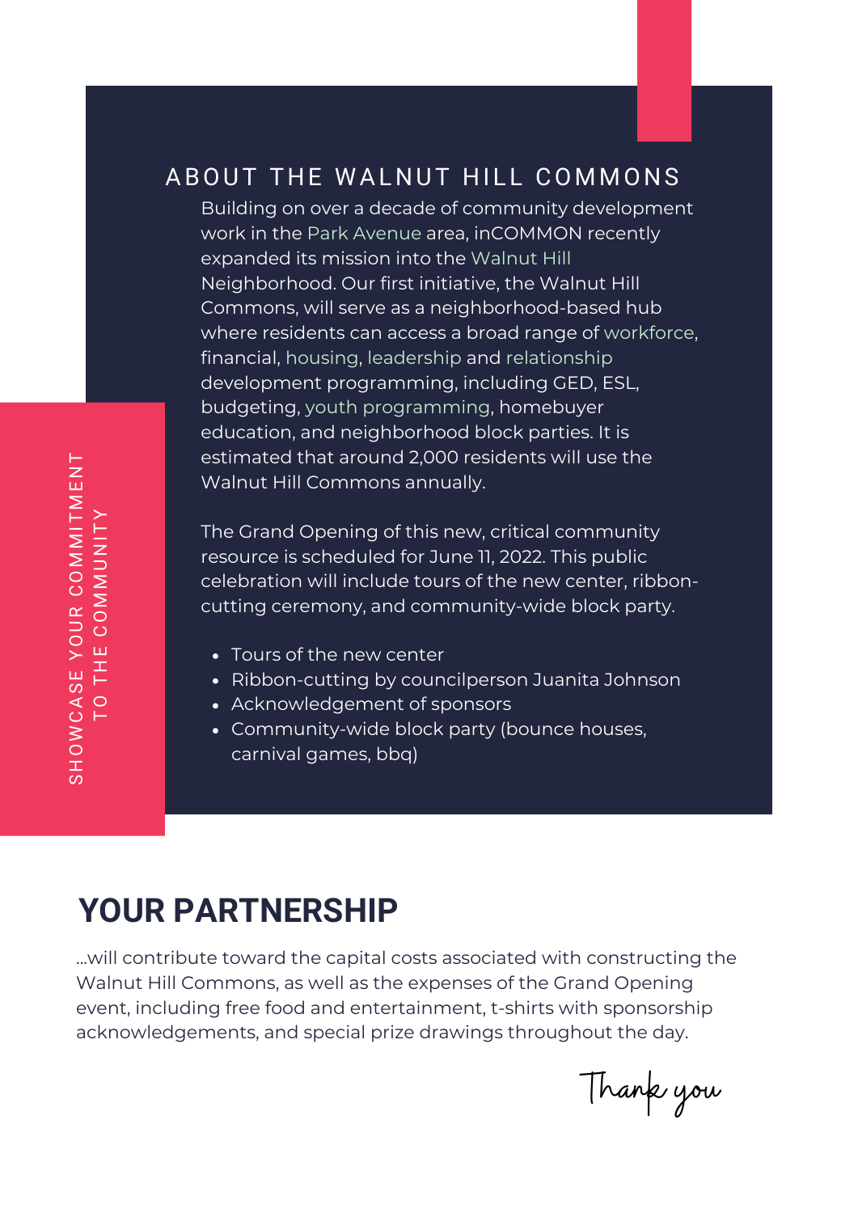SHOWCASE YOUR COMMITMENT TO THE COMMUNITY

## ABOUT THE WALNUT HILL COMMONS

Building on over a decade of community development work in the Park Avenue area, inCOMMON recently expanded its mission into the Walnut Hill Neighborhood. Our first initiative, the Walnut Hill Commons, will serve as a neighborhood-based hub where residents can access a broad range of workforce, financial, housing, leadership and relationship development programming, including GED, ESL, budgeting, youth programming, homebuyer education, and neighborhood block parties. It is estimated that around 2,000 residents will use the Walnut Hill Commons annually.

The Grand Opening of this new, critical community resource is scheduled for June 11, 2022. This public celebration will include tours of the new center, ribbon-cutting ceremony, and community-wide block party.

- Tours of the new center
- Ribbon-cutting by councilperson Juanita Johnson
- Acknowledgement of sponsors
- Community-wide block party (bounce houses, carnival games, bbq)

# YOUR PARTNERSHIP

...will contribute toward the capital costs associated with constructing the Walnut Hill Commons, as well as the expenses of the Grand Opening event, including free food and entertainment, t-shirts with sponsorship acknowledgements, and special prize drawings throughout the day.

Thank you